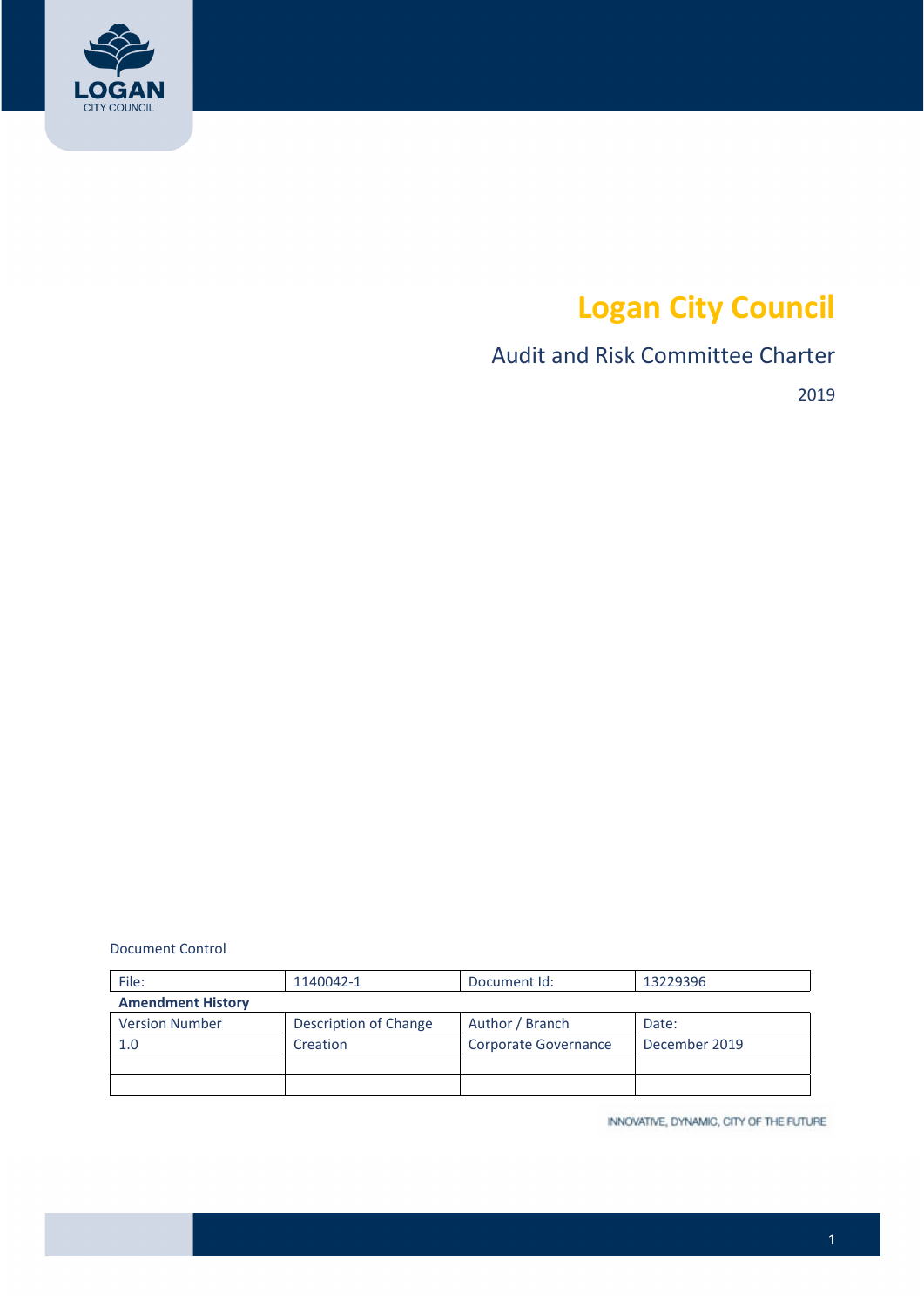# Logan City Council

## Audit and Risk Committee Charter

2019

Document Control

| File: | 1140042-1 | Document Id: | 13229396 |
|---|---|---|---|
| **Amendment History** | | | |
| Version Number | Description of Change | Author / Branch | Date: |
| 1.0 | Creation | Corporate Governance | December 2019 |
| | | | |
| | | | |

INNOVATIVE, DYNAMIC, CITY OF THE FUTURE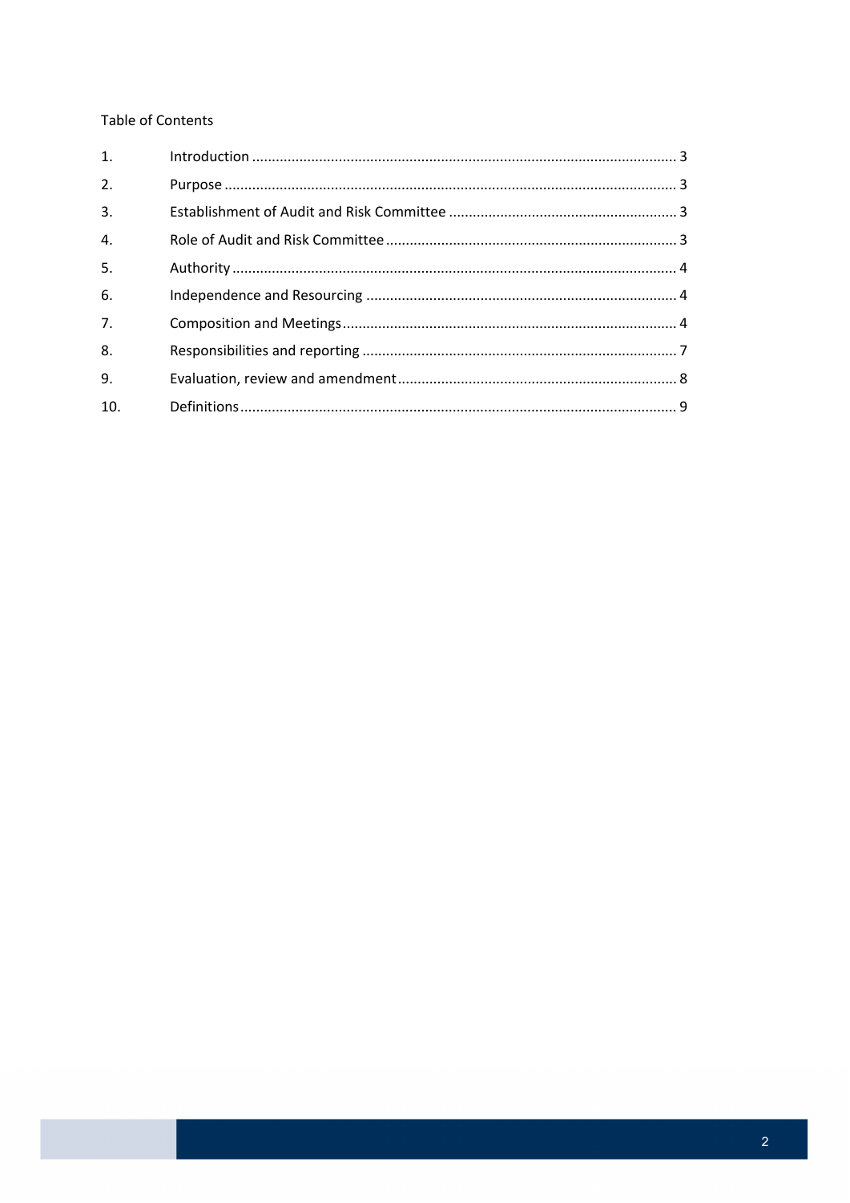Table of Contents

| | | |
|---|---|---|
| 1. | Introduction | 3 |
| 2. | Purpose | 3 |
| 3. | Establishment of Audit and Risk Committee | 3 |
| 4. | Role of Audit and Risk Committee | 3 |
| 5. | Authority | 4 |
| 6. | Independence and Resourcing | 4 |
| 7. | Composition and Meetings | 4 |
| 8. | Responsibilities and reporting | 7 |
| 9. | Evaluation, review and amendment | 8 |
| 10. | Definitions | 9 |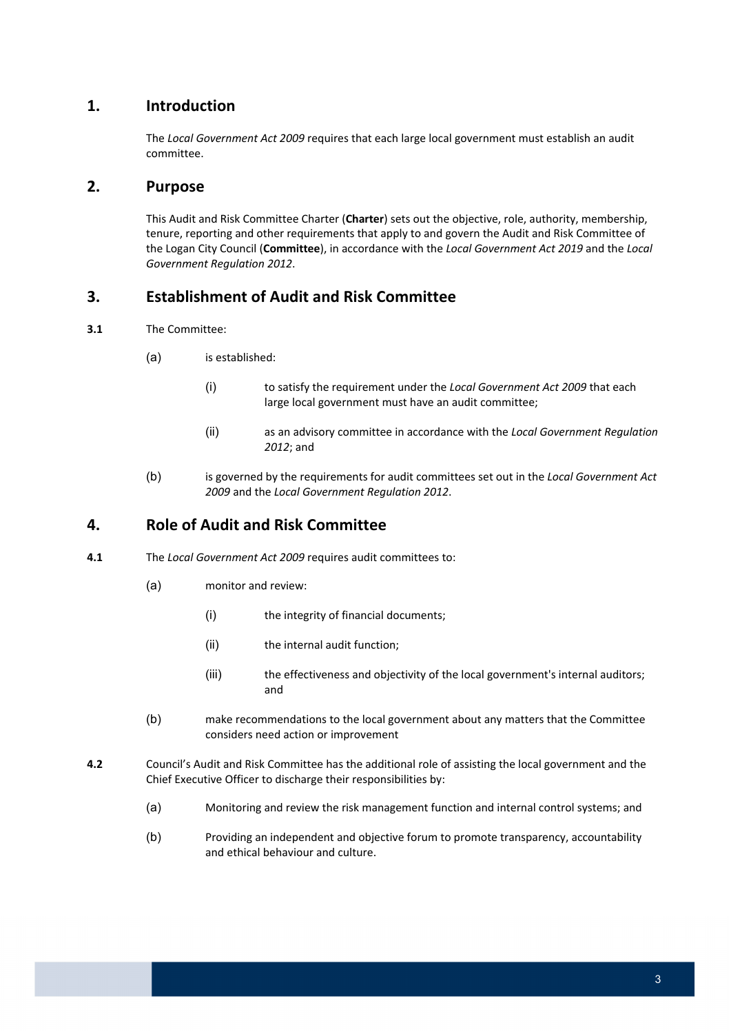## 1. Introduction

The *Local Government Act 2009* requires that each large local government must establish an audit committee.

## 2. Purpose

This Audit and Risk Committee Charter (**Charter**) sets out the objective, role, authority, membership, tenure, reporting and other requirements that apply to and govern the Audit and Risk Committee of the Logan City Council (**Committee**), in accordance with the *Local Government Act 2019* and the *Local Government Regulation 2012*.

## 3. Establishment of Audit and Risk Committee

**3.1** The Committee:

- (a) is established:
  - (i) to satisfy the requirement under the *Local Government Act 2009* that each large local government must have an audit committee;
  - (ii) as an advisory committee in accordance with the *Local Government Regulation 2012*; and
- (b) is governed by the requirements for audit committees set out in the *Local Government Act 2009* and the *Local Government Regulation 2012*.

## 4. Role of Audit and Risk Committee

**4.1** The *Local Government Act 2009* requires audit committees to:

- (a) monitor and review:
  - (i) the integrity of financial documents;
  - (ii) the internal audit function;
  - (iii) the effectiveness and objectivity of the local government's internal auditors; and
- (b) make recommendations to the local government about any matters that the Committee considers need action or improvement

**4.2** Council's Audit and Risk Committee has the additional role of assisting the local government and the Chief Executive Officer to discharge their responsibilities by:

- (a) Monitoring and review the risk management function and internal control systems; and
- (b) Providing an independent and objective forum to promote transparency, accountability and ethical behaviour and culture.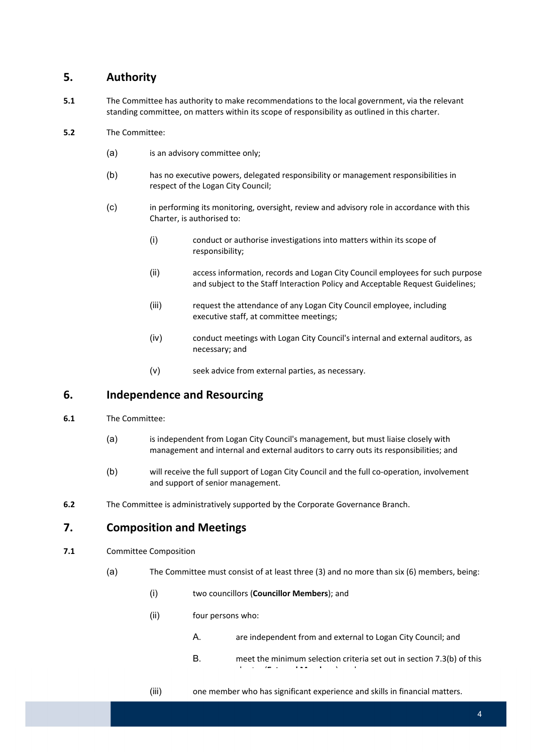## 5. Authority

**5.1** The Committee has authority to make recommendations to the local government, via the relevant standing committee, on matters within its scope of responsibility as outlined in this charter.

**5.2** The Committee:

(a) is an advisory committee only;

(b) has no executive powers, delegated responsibility or management responsibilities in respect of the Logan City Council;

(c) in performing its monitoring, oversight, review and advisory role in accordance with this Charter, is authorised to:

(i) conduct or authorise investigations into matters within its scope of responsibility;

(ii) access information, records and Logan City Council employees for such purpose and subject to the Staff Interaction Policy and Acceptable Request Guidelines;

(iii) request the attendance of any Logan City Council employee, including executive staff, at committee meetings;

(iv) conduct meetings with Logan City Council's internal and external auditors, as necessary; and

(v) seek advice from external parties, as necessary.

## 6. Independence and Resourcing

**6.1** The Committee:

(a) is independent from Logan City Council's management, but must liaise closely with management and internal and external auditors to carry outs its responsibilities; and

(b) will receive the full support of Logan City Council and the full co-operation, involvement and support of senior management.

**6.2** The Committee is administratively supported by the Corporate Governance Branch.

## 7. Composition and Meetings

**7.1** Committee Composition

(a) The Committee must consist of at least three (3) and no more than six (6) members, being:

(i) two councillors (**Councillor Members**); and

(ii) four persons who:

A. are independent from and external to Logan City Council; and

B. meet the minimum selection criteria set out in section 7.3(b) of this charter (**External Members**); and

(iii) one member who has significant experience and skills in financial matters.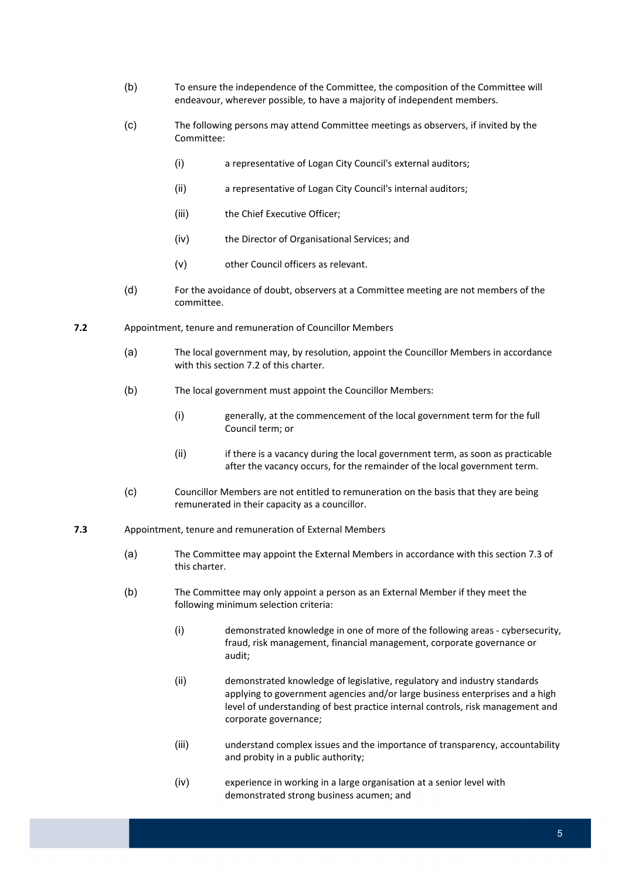(b) To ensure the independence of the Committee, the composition of the Committee will endeavour, wherever possible, to have a majority of independent members.

(c) The following persons may attend Committee meetings as observers, if invited by the Committee:

   (i) a representative of Logan City Council's external auditors;

   (ii) a representative of Logan City Council's internal auditors;

   (iii) the Chief Executive Officer;

   (iv) the Director of Organisational Services; and

   (v) other Council officers as relevant.

(d) For the avoidance of doubt, observers at a Committee meeting are not members of the committee.

**7.2** Appointment, tenure and remuneration of Councillor Members

(a) The local government may, by resolution, appoint the Councillor Members in accordance with this section 7.2 of this charter.

(b) The local government must appoint the Councillor Members:

   (i) generally, at the commencement of the local government term for the full Council term; or

   (ii) if there is a vacancy during the local government term, as soon as practicable after the vacancy occurs, for the remainder of the local government term.

(c) Councillor Members are not entitled to remuneration on the basis that they are being remunerated in their capacity as a councillor.

**7.3** Appointment, tenure and remuneration of External Members

(a) The Committee may appoint the External Members in accordance with this section 7.3 of this charter.

(b) The Committee may only appoint a person as an External Member if they meet the following minimum selection criteria:

   (i) demonstrated knowledge in one of more of the following areas - cybersecurity, fraud, risk management, financial management, corporate governance or audit;

   (ii) demonstrated knowledge of legislative, regulatory and industry standards applying to government agencies and/or large business enterprises and a high level of understanding of best practice internal controls, risk management and corporate governance;

   (iii) understand complex issues and the importance of transparency, accountability and probity in a public authority;

   (iv) experience in working in a large organisation at a senior level with demonstrated strong business acumen; and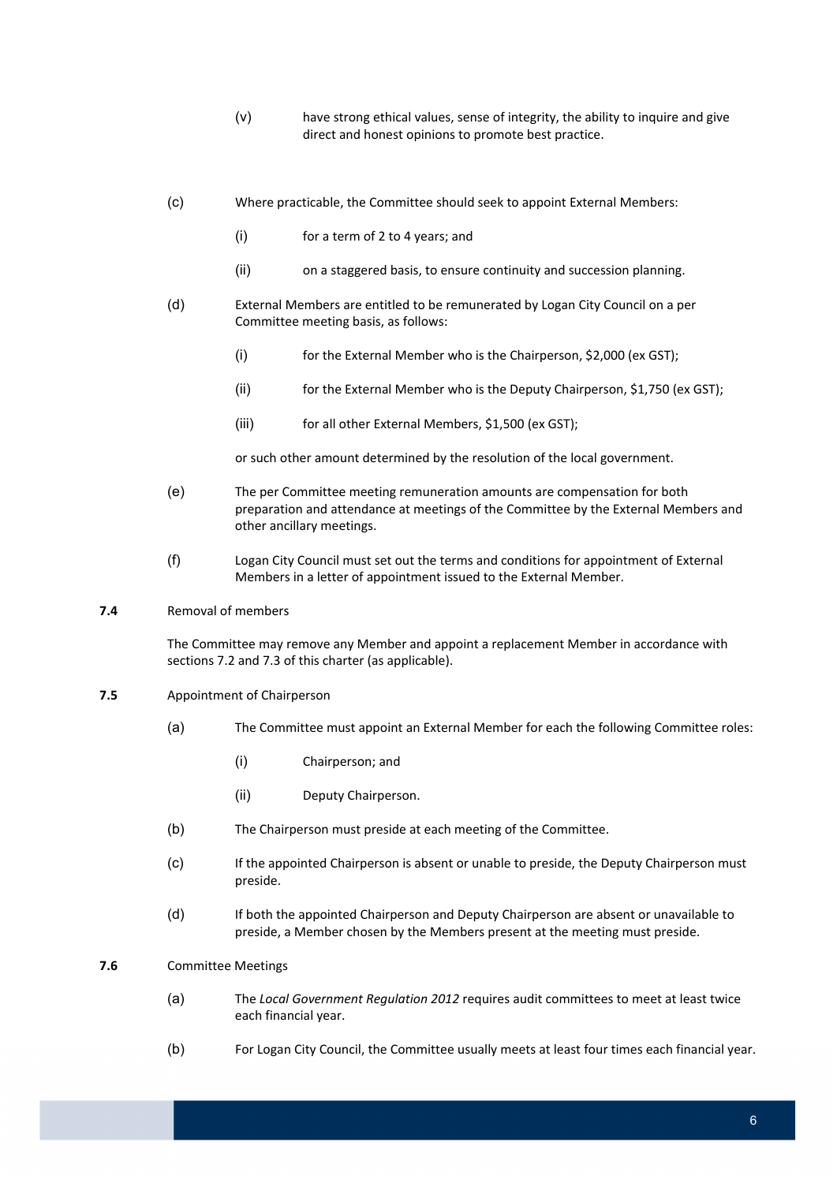(v) have strong ethical values, sense of integrity, the ability to inquire and give direct and honest opinions to promote best practice.

(c) Where practicable, the Committee should seek to appoint External Members:

(i) for a term of 2 to 4 years; and

(ii) on a staggered basis, to ensure continuity and succession planning.

(d) External Members are entitled to be remunerated by Logan City Council on a per Committee meeting basis, as follows:

(i) for the External Member who is the Chairperson, $2,000 (ex GST);

(ii) for the External Member who is the Deputy Chairperson, $1,750 (ex GST);

(iii) for all other External Members, $1,500 (ex GST);

or such other amount determined by the resolution of the local government.

(e) The per Committee meeting remuneration amounts are compensation for both preparation and attendance at meetings of the Committee by the External Members and other ancillary meetings.

(f) Logan City Council must set out the terms and conditions for appointment of External Members in a letter of appointment issued to the External Member.

**7.4** Removal of members

The Committee may remove any Member and appoint a replacement Member in accordance with sections 7.2 and 7.3 of this charter (as applicable).

**7.5** Appointment of Chairperson

(a) The Committee must appoint an External Member for each the following Committee roles:

(i) Chairperson; and

(ii) Deputy Chairperson.

(b) The Chairperson must preside at each meeting of the Committee.

(c) If the appointed Chairperson is absent or unable to preside, the Deputy Chairperson must preside.

(d) If both the appointed Chairperson and Deputy Chairperson are absent or unavailable to preside, a Member chosen by the Members present at the meeting must preside.

**7.6** Committee Meetings

(a) The *Local Government Regulation 2012* requires audit committees to meet at least twice each financial year.

(b) For Logan City Council, the Committee usually meets at least four times each financial year.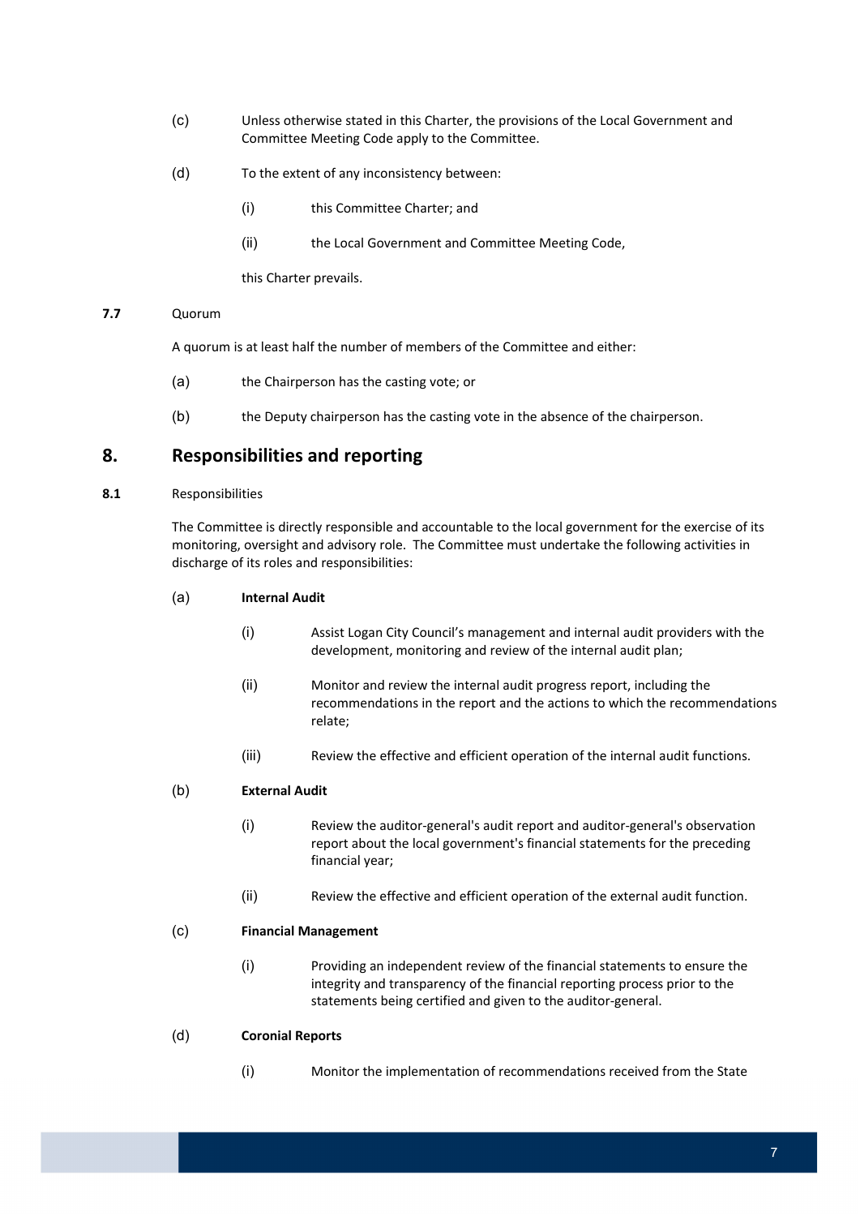(c) Unless otherwise stated in this Charter, the provisions of the Local Government and Committee Meeting Code apply to the Committee.

(d) To the extent of any inconsistency between:

(i) this Committee Charter; and

(ii) the Local Government and Committee Meeting Code,

this Charter prevails.

**7.7** Quorum

A quorum is at least half the number of members of the Committee and either:

(a) the Chairperson has the casting vote; or

(b) the Deputy chairperson has the casting vote in the absence of the chairperson.

## 8. Responsibilities and reporting

**8.1** Responsibilities

The Committee is directly responsible and accountable to the local government for the exercise of its monitoring, oversight and advisory role. The Committee must undertake the following activities in discharge of its roles and responsibilities:

(a) **Internal Audit**

(i) Assist Logan City Council's management and internal audit providers with the development, monitoring and review of the internal audit plan;

(ii) Monitor and review the internal audit progress report, including the recommendations in the report and the actions to which the recommendations relate;

(iii) Review the effective and efficient operation of the internal audit functions.

(b) **External Audit**

(i) Review the auditor-general's audit report and auditor-general's observation report about the local government's financial statements for the preceding financial year;

(ii) Review the effective and efficient operation of the external audit function.

(c) **Financial Management**

(i) Providing an independent review of the financial statements to ensure the integrity and transparency of the financial reporting process prior to the statements being certified and given to the auditor-general.

(d) **Coronial Reports**

(i) Monitor the implementation of recommendations received from the State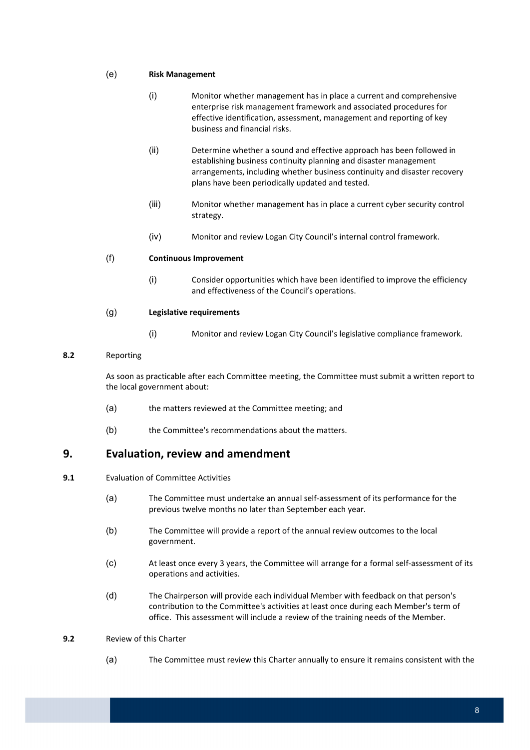(e) **Risk Management**

(i) Monitor whether management has in place a current and comprehensive enterprise risk management framework and associated procedures for effective identification, assessment, management and reporting of key business and financial risks.

(ii) Determine whether a sound and effective approach has been followed in establishing business continuity planning and disaster management arrangements, including whether business continuity and disaster recovery plans have been periodically updated and tested.

(iii) Monitor whether management has in place a current cyber security control strategy.

(iv) Monitor and review Logan City Council's internal control framework.

(f) **Continuous Improvement**

(i) Consider opportunities which have been identified to improve the efficiency and effectiveness of the Council's operations.

(g) **Legislative requirements**

(i) Monitor and review Logan City Council's legislative compliance framework.

**8.2** Reporting

As soon as practicable after each Committee meeting, the Committee must submit a written report to the local government about:

(a) the matters reviewed at the Committee meeting; and

(b) the Committee's recommendations about the matters.

## 9. Evaluation, review and amendment

**9.1** Evaluation of Committee Activities

(a) The Committee must undertake an annual self-assessment of its performance for the previous twelve months no later than September each year.

(b) The Committee will provide a report of the annual review outcomes to the local government.

(c) At least once every 3 years, the Committee will arrange for a formal self-assessment of its operations and activities.

(d) The Chairperson will provide each individual Member with feedback on that person's contribution to the Committee's activities at least once during each Member's term of office. This assessment will include a review of the training needs of the Member.

**9.2** Review of this Charter

(a) The Committee must review this Charter annually to ensure it remains consistent with the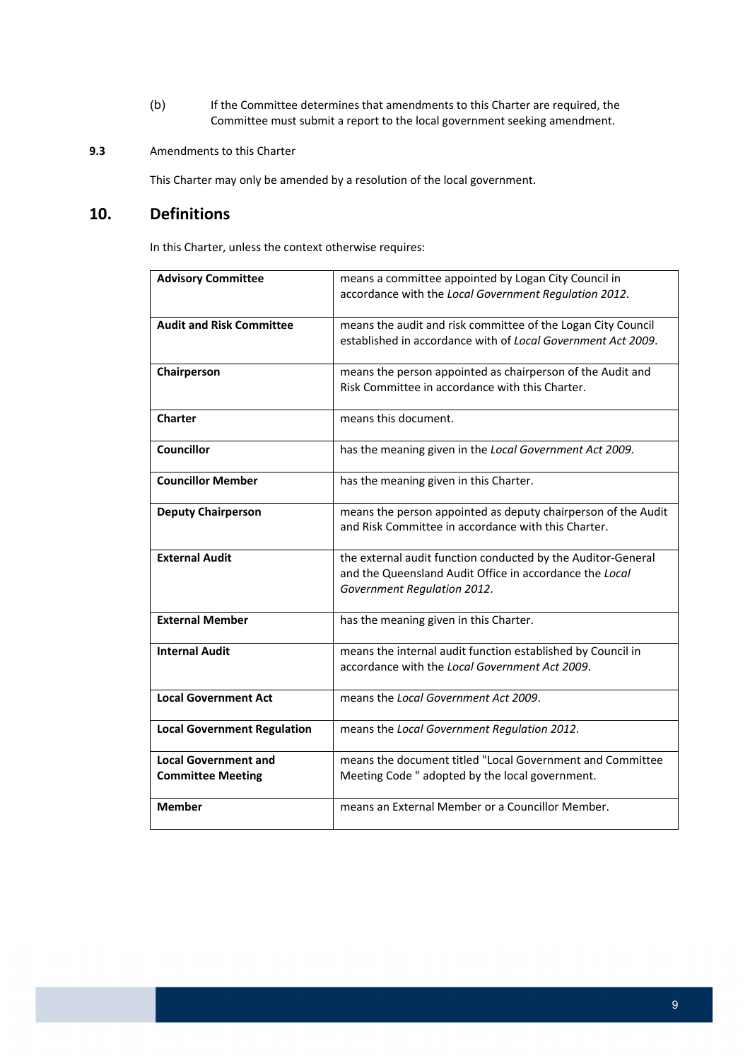(b) If the Committee determines that amendments to this Charter are required, the Committee must submit a report to the local government seeking amendment.

**9.3** Amendments to this Charter

This Charter may only be amended by a resolution of the local government.

## 10. Definitions

In this Charter, unless the context otherwise requires:

| | |
|---|---|
| **Advisory Committee** | means a committee appointed by Logan City Council in accordance with the *Local Government Regulation 2012*. |
| **Audit and Risk Committee** | means the audit and risk committee of the Logan City Council established in accordance with of *Local Government Act 2009*. |
| **Chairperson** | means the person appointed as chairperson of the Audit and Risk Committee in accordance with this Charter. |
| **Charter** | means this document. |
| **Councillor** | has the meaning given in the *Local Government Act 2009*. |
| **Councillor Member** | has the meaning given in this Charter. |
| **Deputy Chairperson** | means the person appointed as deputy chairperson of the Audit and Risk Committee in accordance with this Charter. |
| **External Audit** | the external audit function conducted by the Auditor-General and the Queensland Audit Office in accordance the *Local Government Regulation 2012*. |
| **External Member** | has the meaning given in this Charter. |
| **Internal Audit** | means the internal audit function established by Council in accordance with the *Local Government Act 2009*. |
| **Local Government Act** | means the *Local Government Act 2009*. |
| **Local Government Regulation** | means the *Local Government Regulation 2012*. |
| **Local Government and Committee Meeting** | means the document titled "Local Government and Committee Meeting Code " adopted by the local government. |
| **Member** | means an External Member or a Councillor Member. |